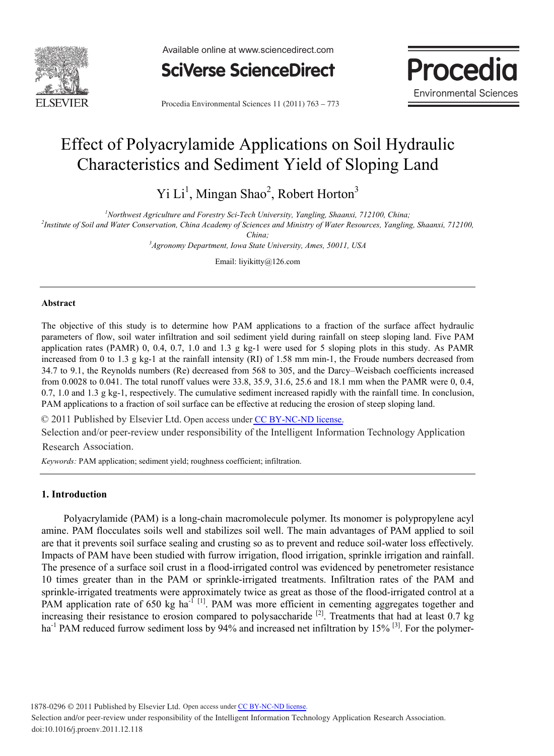# Effect of Polyacrylamide Applications on Soil Hydraulic Characteristics and Sediment Yield of Sloping Land

Yi Li[1], Mingan Shao[2], Robert Horton[3]

[1]Northwest Agriculture and Forestry Sci-Tech University, Yangling, Shaanxi, 712100, China;
[2]Institute of Soil and Water Conservation, China Academy of Sciences and Ministry of Water Resources, Yangling, Shaanxi, 712100, China;
[3]Agronomy Department, Iowa State University, Ames, 50011, USA

Email: liyikitty@126.com

## Abstract

The objective of this study is to determine how PAM applications to a fraction of the surface affect hydraulic parameters of flow, soil water infiltration and soil sediment yield during rainfall on steep sloping land. Five PAM application rates (PAMR) 0, 0.4, 0.7, 1.0 and 1.3 g kg-1 were used for 5 sloping plots in this study. As PAMR increased from 0 to 1.3 g kg-1 at the rainfall intensity (RI) of 1.58 mm min-1, the Froude numbers decreased from 34.7 to 9.1, the Reynolds numbers (Re) decreased from 568 to 305, and the Darcy–Weisbach coefficients increased from 0.0028 to 0.041. The total runoff values were 33.8, 35.9, 31.6, 25.6 and 18.1 mm when the PAMR were 0, 0.4, 0.7, 1.0 and 1.3 g kg-1, respectively. The cumulative sediment increased rapidly with the rainfall time. In conclusion, PAM applications to a fraction of soil surface can be effective at reducing the erosion of steep sloping land.

© 2011 Published by Elsevier Ltd. Open access under CC BY-NC-ND license.
Selection and/or peer-review under responsibility of the Intelligent Information Technology Application Research Association.

*Keywords:* PAM application; sediment yield; roughness coefficient; infiltration.

## 1. Introduction

Polyacrylamide (PAM) is a long-chain macromolecule polymer. Its monomer is polypropylene acyl amine. PAM flocculates soils well and stabilizes soil well. The main advantages of PAM applied to soil are that it prevents soil surface sealing and crusting so as to prevent and reduce soil-water loss effectively. Impacts of PAM have been studied with furrow irrigation, flood irrigation, sprinkle irrigation and rainfall. The presence of a surface soil crust in a flood-irrigated control was evidenced by penetrometer resistance 10 times greater than in the PAM or sprinkle-irrigated treatments. Infiltration rates of the PAM and sprinkle-irrigated treatments were approximately twice as great as those of the flood-irrigated control at a PAM application rate of 650 kg $ha^{-1}$ [1]. PAM was more efficient in cementing aggregates together and increasing their resistance to erosion compared to polysaccharide [2]. Treatments that had at least 0.7 kg $ha^{-1}$ PAM reduced furrow sediment loss by 94% and increased net infiltration by 15% [3]. For the polymer-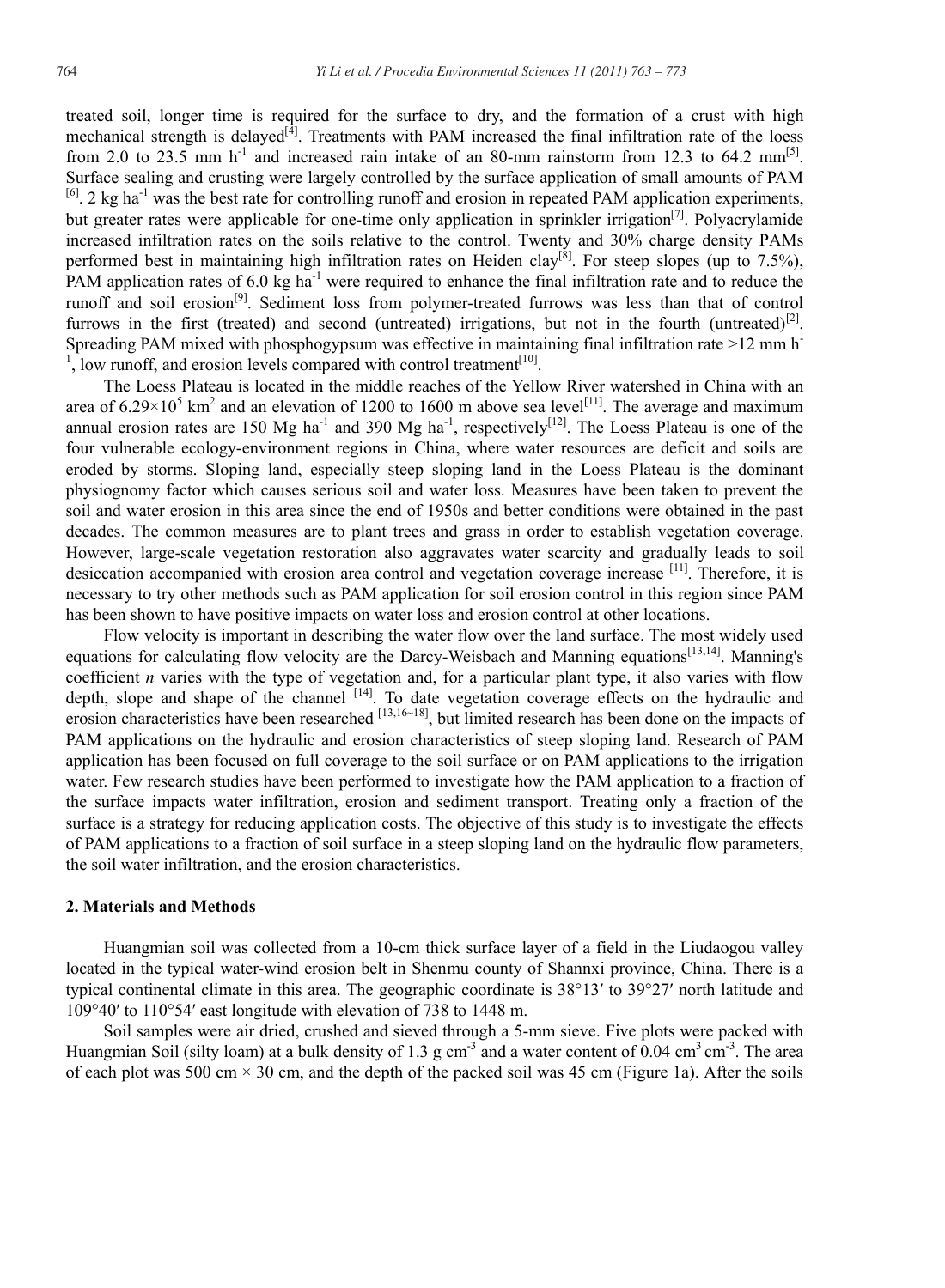treated soil, longer time is required for the surface to dry, and the formation of a crust with high mechanical strength is delayed[4]. Treatments with PAM increased the final infiltration rate of the loess from 2.0 to 23.5 mm $h^{-1}$ and increased rain intake of an 80-mm rainstorm from 12.3 to 64.2 mm[5]. Surface sealing and crusting were largely controlled by the surface application of small amounts of PAM [6]. 2 kg $ha^{-1}$ was the best rate for controlling runoff and erosion in repeated PAM application experiments, but greater rates were applicable for one-time only application in sprinkler irrigation[7]. Polyacrylamide increased infiltration rates on the soils relative to the control. Twenty and 30% charge density PAMs performed best in maintaining high infiltration rates on Heiden clay[8]. For steep slopes (up to 7.5%), PAM application rates of 6.0 kg $ha^{-1}$ were required to enhance the final infiltration rate and to reduce the runoff and soil erosion[9]. Sediment loss from polymer-treated furrows was less than that of control furrows in the first (treated) and second (untreated) irrigations, but not in the fourth (untreated)[2]. Spreading PAM mixed with phosphogypsum was effective in maintaining final infiltration rate >12 mm $h^{-1}$, low runoff, and erosion levels compared with control treatment[10].

The Loess Plateau is located in the middle reaches of the Yellow River watershed in China with an area of $6.29\times10^{5}$ $km^{2}$ and an elevation of 1200 to 1600 m above sea level[11]. The average and maximum annual erosion rates are 150 Mg $ha^{-1}$ and 390 Mg $ha^{-1}$, respectively[12]. The Loess Plateau is one of the four vulnerable ecology-environment regions in China, where water resources are deficit and soils are eroded by storms. Sloping land, especially steep sloping land in the Loess Plateau is the dominant physiognomy factor which causes serious soil and water loss. Measures have been taken to prevent the soil and water erosion in this area since the end of 1950s and better conditions were obtained in the past decades. The common measures are to plant trees and grass in order to establish vegetation coverage. However, large-scale vegetation restoration also aggravates water scarcity and gradually leads to soil desiccation accompanied with erosion area control and vegetation coverage increase [11]. Therefore, it is necessary to try other methods such as PAM application for soil erosion control in this region since PAM has been shown to have positive impacts on water loss and erosion control at other locations.

Flow velocity is important in describing the water flow over the land surface. The most widely used equations for calculating flow velocity are the Darcy-Weisbach and Manning equations[13,14]. Manning's coefficient $n$ varies with the type of vegetation and, for a particular plant type, it also varies with flow depth, slope and shape of the channel [14]. To date vegetation coverage effects on the hydraulic and erosion characteristics have been researched [13,16~18], but limited research has been done on the impacts of PAM applications on the hydraulic and erosion characteristics of steep sloping land. Research of PAM application has been focused on full coverage to the soil surface or on PAM applications to the irrigation water. Few research studies have been performed to investigate how the PAM application to a fraction of the surface impacts water infiltration, erosion and sediment transport. Treating only a fraction of the surface is a strategy for reducing application costs. The objective of this study is to investigate the effects of PAM applications to a fraction of soil surface in a steep sloping land on the hydraulic flow parameters, the soil water infiltration, and the erosion characteristics.

## 2. Materials and Methods

Huangmian soil was collected from a 10-cm thick surface layer of a field in the Liudaogou valley located in the typical water-wind erosion belt in Shenmu county of Shannxi province, China. There is a typical continental climate in this area. The geographic coordinate is 38°13′ to 39°27′ north latitude and 109°40′ to 110°54′ east longitude with elevation of 738 to 1448 m.

Soil samples were air dried, crushed and sieved through a 5-mm sieve. Five plots were packed with Huangmian Soil (silty loam) at a bulk density of 1.3 g $cm^{-3}$ and a water content of 0.04 $cm^{3}$ $cm^{-3}$. The area of each plot was 500 cm × 30 cm, and the depth of the packed soil was 45 cm (Figure 1a). After the soils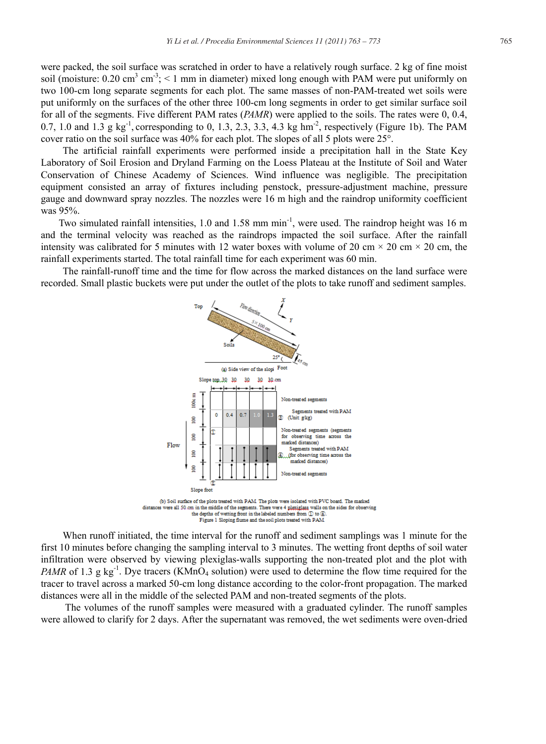were packed, the soil surface was scratched in order to have a relatively rough surface. 2 kg of fine moist soil (moisture: 0.20 $cm^3$ $cm^{-3}$; < 1 mm in diameter) mixed long enough with PAM were put uniformly on two 100-cm long separate segments for each plot. The same masses of non-PAM-treated wet soils were put uniformly on the surfaces of the other three 100-cm long segments in order to get similar surface soil for all of the segments. Five different PAM rates (*PAMR*) were applied to the soils. The rates were 0, 0.4, 0.7, 1.0 and 1.3 g $kg^{-1}$, corresponding to 0, 1.3, 2.3, 3.3, 4.3 kg $hm^{-2}$, respectively (Figure 1b). The PAM cover ratio on the soil surface was 40% for each plot. The slopes of all 5 plots were 25°.

The artificial rainfall experiments were performed inside a precipitation hall in the State Key Laboratory of Soil Erosion and Dryland Farming on the Loess Plateau at the Institute of Soil and Water Conservation of Chinese Academy of Sciences. Wind influence was negligible. The precipitation equipment consisted an array of fixtures including penstock, pressure-adjustment machine, pressure gauge and downward spray nozzles. The nozzles were 16 m high and the raindrop uniformity coefficient was 95%.

Two simulated rainfall intensities, 1.0 and 1.58 mm $min^{-1}$, were used. The raindrop height was 16 m and the terminal velocity was reached as the raindrops impacted the soil surface. After the rainfall intensity was calibrated for 5 minutes with 12 water boxes with volume of 20 cm × 20 cm × 20 cm, the rainfall experiments started. The total rainfall time for each experiment was 60 min.

The rainfall-runoff time and the time for flow across the marked distances on the land surface were recorded. Small plastic buckets were put under the outlet of the plots to take runoff and sediment samples.

(a) Side view of the slope

(b) Soil surface of the plots treated with PAM. The plots were isolated with PVC board. The marked distances were all 50 cm in the middle of the segments. There were 4 plexiglass walls on the sides for observing the depths of wetting front in the labeled numbers from ① to ④.

Figure 1 Sloping flume and the soil plots treated with PAM

When runoff initiated, the time interval for the runoff and sediment samplings was 1 minute for the first 10 minutes before changing the sampling interval to 3 minutes. The wetting front depths of soil water infiltration were observed by viewing plexiglas-walls supporting the non-treated plot and the plot with *PAMR* of 1.3 g $kg^{-1}$. Dye tracers ($KMnO_4$ solution) were used to determine the flow time required for the tracer to travel across a marked 50-cm long distance according to the color-front propagation. The marked distances were all in the middle of the selected PAM and non-treated segments of the plots.

The volumes of the runoff samples were measured with a graduated cylinder. The runoff samples were allowed to clarify for 2 days. After the supernatant was removed, the wet sediments were oven-dried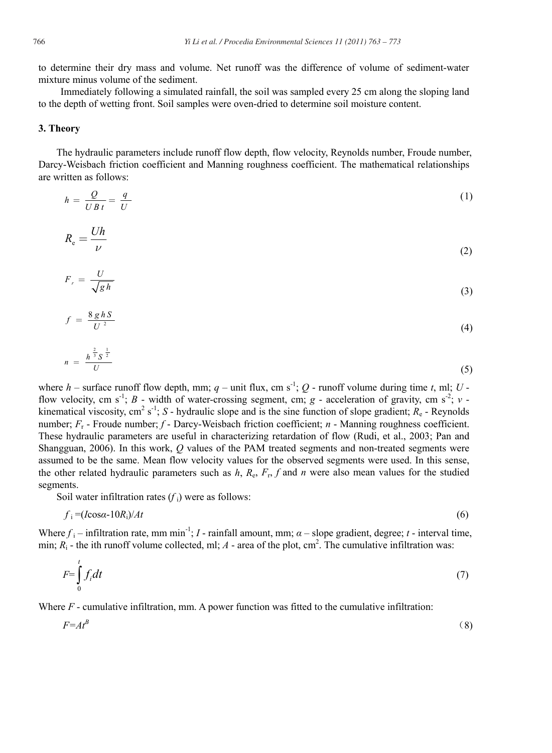to determine their dry mass and volume. Net runoff was the difference of volume of sediment-water mixture minus volume of the sediment.

Immediately following a simulated rainfall, the soil was sampled every 25 cm along the sloping land to the depth of wetting front. Soil samples were oven-dried to determine soil moisture content.

## 3. Theory

The hydraulic parameters include runoff flow depth, flow velocity, Reynolds number, Froude number, Darcy-Weisbach friction coefficient and Manning roughness coefficient. The mathematical relationships are written as follows:

$$h = \frac{Q}{UBt} = \frac{q}{U} \tag{1}$$

$$R_e = \frac{Uh}{\nu} \tag{2}$$

$$F_r = \frac{U}{\sqrt{gh}} \tag{3}$$

$$f = \frac{8ghS}{U^2} \tag{4}$$

$$n = \frac{h^{\frac{2}{3}} S^{\frac{1}{2}}}{U} \tag{5}$$

where $h$ – surface runoff flow depth, mm; $q$ – unit flux, cm s$^{-1}$; $Q$ - runoff volume during time $t$, ml; $U$ - flow velocity, cm s$^{-1}$; $B$ - width of water-crossing segment, cm; $g$ - acceleration of gravity, cm s$^{-2}$; $\nu$ - kinematical viscosity, cm$^2$ s$^{-1}$; $S$ - hydraulic slope and is the sine function of slope gradient; $R_e$ - Reynolds number; $F_r$ - Froude number; $f$ - Darcy-Weisbach friction coefficient; $n$ - Manning roughness coefficient. These hydraulic parameters are useful in characterizing retardation of flow (Rudi, et al., 2003; Pan and Shangguan, 2006). In this work, $Q$ values of the PAM treated segments and non-treated segments were assumed to be the same. Mean flow velocity values for the observed segments were used. In this sense, the other related hydraulic parameters such as $h$, $R_e$, $F_r$, $f$ and $n$ were also mean values for the studied segments.

Soil water infiltration rates ($f_i$) were as follows:

$$f_i = (I\cos\alpha - 10R_i)/At \tag{6}$$

Where $f_i$ – infiltration rate, mm min$^{-1}$; $I$ - rainfall amount, mm; $\alpha$ – slope gradient, degree; $t$ - interval time, min; $R_i$ - the ith runoff volume collected, ml; $A$ - area of the plot, cm$^2$. The cumulative infiltration was:

$$F = \int_0^t f_i dt \tag{7}$$

Where $F$ - cumulative infiltration, mm. A power function was fitted to the cumulative infiltration:

$$F = At^B \tag{8}$$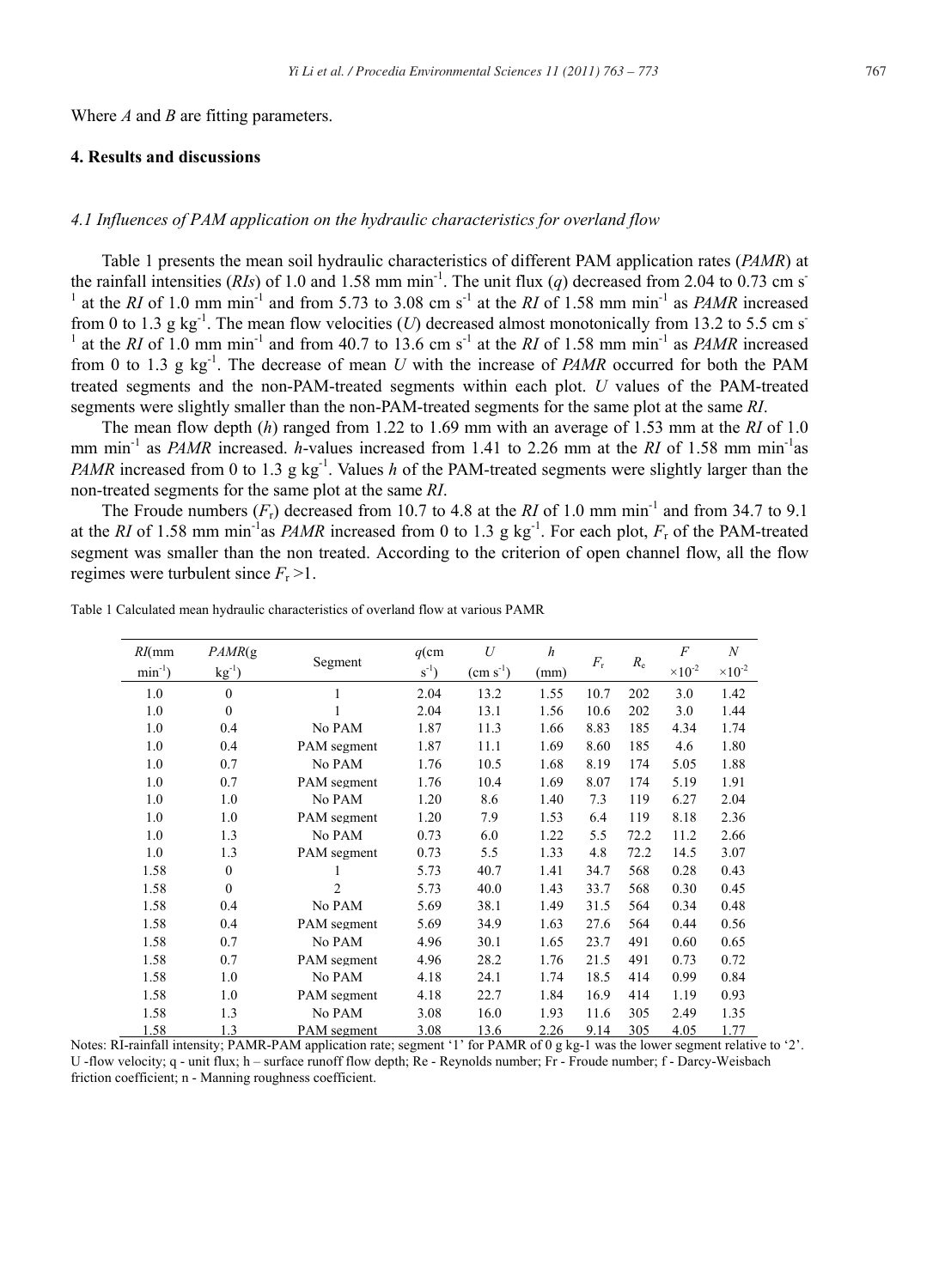Where *A* and *B* are fitting parameters.

## 4. Results and discussions

### *4.1 Influences of PAM application on the hydraulic characteristics for overland flow*

Table 1 presents the mean soil hydraulic characteristics of different PAM application rates (*PAMR*) at the rainfall intensities (*RIs*) of 1.0 and 1.58 mm min$^{-1}$. The unit flux ($q$) decreased from 2.04 to 0.73 cm s$^{-1}$ at the *RI* of 1.0 mm min$^{-1}$ and from 5.73 to 3.08 cm s$^{-1}$ at the *RI* of 1.58 mm min$^{-1}$ as *PAMR* increased from 0 to 1.3 g kg$^{-1}$. The mean flow velocities ($U$) decreased almost monotonically from 13.2 to 5.5 cm s$^{-1}$ at the *RI* of 1.0 mm min$^{-1}$ and from 40.7 to 13.6 cm s$^{-1}$ at the *RI* of 1.58 mm min$^{-1}$ as *PAMR* increased from 0 to 1.3 g kg$^{-1}$. The decrease of mean $U$ with the increase of *PAMR* occurred for both the PAM treated segments and the non-PAM-treated segments within each plot. $U$ values of the PAM-treated segments were slightly smaller than the non-PAM-treated segments for the same plot at the same *RI*.

The mean flow depth ($h$) ranged from 1.22 to 1.69 mm with an average of 1.53 mm at the *RI* of 1.0 mm min$^{-1}$ as *PAMR* increased. $h$-values increased from 1.41 to 2.26 mm at the *RI* of 1.58 mm min$^{-1}$as *PAMR* increased from 0 to 1.3 g kg$^{-1}$. Values $h$ of the PAM-treated segments were slightly larger than the non-treated segments for the same plot at the same *RI*.

The Froude numbers ($F_r$) decreased from 10.7 to 4.8 at the *RI* of 1.0 mm min$^{-1}$ and from 34.7 to 9.1 at the *RI* of 1.58 mm min$^{-1}$as *PAMR* increased from 0 to 1.3 g kg$^{-1}$. For each plot, $F_r$ of the PAM-treated segment was smaller than the non treated. According to the criterion of open channel flow, all the flow regimes were turbulent since $F_r$ >1.

Table 1 Calculated mean hydraulic characteristics of overland flow at various PAMR

| *RI*(mm min$^{-1}$) | *PAMR*(g kg$^{-1}$) | Segment | $q$(cm s$^{-1}$) | $U$ (cm s$^{-1}$) | $h$ (mm) | $F_r$ | $R_e$ | $F$ $\times 10^{-2}$ | $N$ $\times 10^{-2}$ |
|---|---|---|---|---|---|---|---|---|---|
| 1.0 | 0 | 1 | 2.04 | 13.2 | 1.55 | 10.7 | 202 | 3.0 | 1.42 |
| 1.0 | 0 | 1 | 2.04 | 13.1 | 1.56 | 10.6 | 202 | 3.0 | 1.44 |
| 1.0 | 0.4 | No PAM | 1.87 | 11.3 | 1.66 | 8.83 | 185 | 4.34 | 1.74 |
| 1.0 | 0.4 | PAM segment | 1.87 | 11.1 | 1.69 | 8.60 | 185 | 4.6 | 1.80 |
| 1.0 | 0.7 | No PAM | 1.76 | 10.5 | 1.68 | 8.19 | 174 | 5.05 | 1.88 |
| 1.0 | 0.7 | PAM segment | 1.76 | 10.4 | 1.69 | 8.07 | 174 | 5.19 | 1.91 |
| 1.0 | 1.0 | No PAM | 1.20 | 8.6 | 1.40 | 7.3 | 119 | 6.27 | 2.04 |
| 1.0 | 1.0 | PAM segment | 1.20 | 7.9 | 1.53 | 6.4 | 119 | 8.18 | 2.36 |
| 1.0 | 1.3 | No PAM | 0.73 | 6.0 | 1.22 | 5.5 | 72.2 | 11.2 | 2.66 |
| 1.0 | 1.3 | PAM segment | 0.73 | 5.5 | 1.33 | 4.8 | 72.2 | 14.5 | 3.07 |
| 1.58 | 0 | 1 | 5.73 | 40.7 | 1.41 | 34.7 | 568 | 0.28 | 0.43 |
| 1.58 | 0 | 2 | 5.73 | 40.0 | 1.43 | 33.7 | 568 | 0.30 | 0.45 |
| 1.58 | 0.4 | No PAM | 5.69 | 38.1 | 1.49 | 31.5 | 564 | 0.34 | 0.48 |
| 1.58 | 0.4 | PAM segment | 5.69 | 34.9 | 1.63 | 27.6 | 564 | 0.44 | 0.56 |
| 1.58 | 0.7 | No PAM | 4.96 | 30.1 | 1.65 | 23.7 | 491 | 0.60 | 0.65 |
| 1.58 | 0.7 | PAM segment | 4.96 | 28.2 | 1.76 | 21.5 | 491 | 0.73 | 0.72 |
| 1.58 | 1.0 | No PAM | 4.18 | 24.1 | 1.74 | 18.5 | 414 | 0.99 | 0.84 |
| 1.58 | 1.0 | PAM segment | 4.18 | 22.7 | 1.84 | 16.9 | 414 | 1.19 | 0.93 |
| 1.58 | 1.3 | No PAM | 3.08 | 16.0 | 1.93 | 11.6 | 305 | 2.49 | 1.35 |
| 1.58 | 1.3 | PAM segment | 3.08 | 13.6 | 2.26 | 9.14 | 305 | 4.05 | 1.77 |

Notes: RI-rainfall intensity; PAMR-PAM application rate; segment '1' for PAMR of 0 g kg-1 was the lower segment relative to '2'. U -flow velocity; q - unit flux; h – surface runoff flow depth; Re - Reynolds number; Fr - Froude number; f - Darcy-Weisbach friction coefficient; n - Manning roughness coefficient.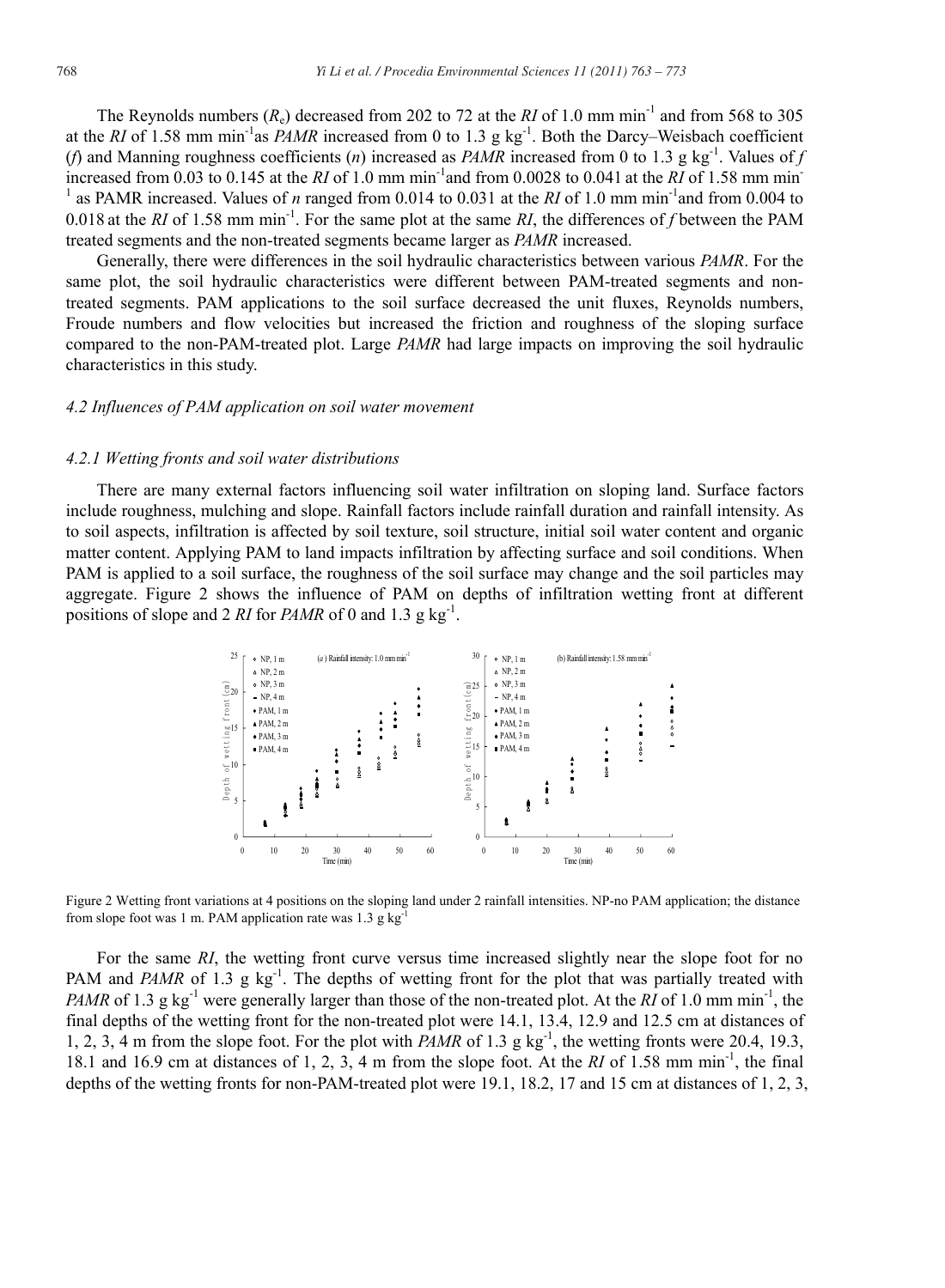The Reynolds numbers ($R_e$) decreased from 202 to 72 at the *RI* of 1.0 mm min$^{-1}$ and from 568 to 305 at the *RI* of 1.58 mm min$^{-1}$as *PAMR* increased from 0 to 1.3 g kg$^{-1}$. Both the Darcy–Weisbach coefficient (*f*) and Manning roughness coefficients (*n*) increased as *PAMR* increased from 0 to 1.3 g kg$^{-1}$. Values of *f* increased from 0.03 to 0.145 at the *RI* of 1.0 mm min$^{-1}$and from 0.0028 to 0.041 at the *RI* of 1.58 mm min$^{-1}$ as PAMR increased. Values of *n* ranged from 0.014 to 0.031 at the *RI* of 1.0 mm min$^{-1}$and from 0.004 to 0.018 at the *RI* of 1.58 mm min$^{-1}$. For the same plot at the same *RI*, the differences of *f* between the PAM treated segments and the non-treated segments became larger as *PAMR* increased.

Generally, there were differences in the soil hydraulic characteristics between various *PAMR*. For the same plot, the soil hydraulic characteristics were different between PAM-treated segments and non-treated segments. PAM applications to the soil surface decreased the unit fluxes, Reynolds numbers, Froude numbers and flow velocities but increased the friction and roughness of the sloping surface compared to the non-PAM-treated plot. Large *PAMR* had large impacts on improving the soil hydraulic characteristics in this study.

### *4.2 Influences of PAM application on soil water movement*

#### *4.2.1 Wetting fronts and soil water distributions*

There are many external factors influencing soil water infiltration on sloping land. Surface factors include roughness, mulching and slope. Rainfall factors include rainfall duration and rainfall intensity. As to soil aspects, infiltration is affected by soil texture, soil structure, initial soil water content and organic matter content. Applying PAM to land impacts infiltration by affecting surface and soil conditions. When PAM is applied to a soil surface, the roughness of the soil surface may change and the soil particles may aggregate. Figure 2 shows the influence of PAM on depths of infiltration wetting front at different positions of slope and 2 *RI* for *PAMR* of 0 and 1.3 g kg$^{-1}$.

Figure 2 Wetting front variations at 4 positions on the sloping land under 2 rainfall intensities. NP-no PAM application; the distance from slope foot was 1 m. PAM application rate was 1.3 g kg$^{-1}$

For the same *RI*, the wetting front curve versus time increased slightly near the slope foot for no PAM and *PAMR* of 1.3 g kg$^{-1}$. The depths of wetting front for the plot that was partially treated with *PAMR* of 1.3 g kg$^{-1}$ were generally larger than those of the non-treated plot. At the *RI* of 1.0 mm min$^{-1}$, the final depths of the wetting front for the non-treated plot were 14.1, 13.4, 12.9 and 12.5 cm at distances of 1, 2, 3, 4 m from the slope foot. For the plot with *PAMR* of 1.3 g kg$^{-1}$, the wetting fronts were 20.4, 19.3, 18.1 and 16.9 cm at distances of 1, 2, 3, 4 m from the slope foot. At the *RI* of 1.58 mm min$^{-1}$, the final depths of the wetting fronts for non-PAM-treated plot were 19.1, 18.2, 17 and 15 cm at distances of 1, 2, 3,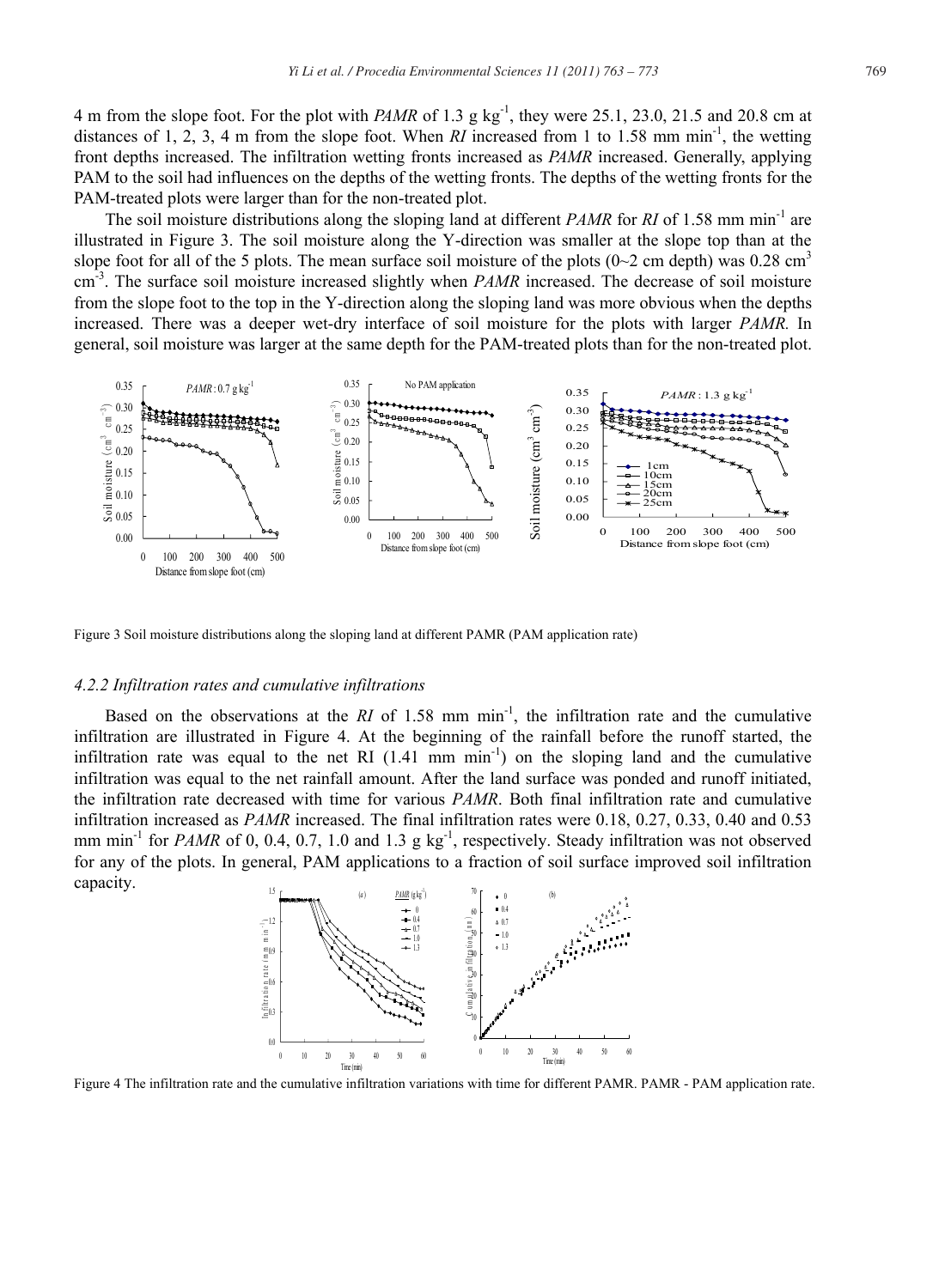4 m from the slope foot. For the plot with *PAMR* of 1.3 g $kg^{-1}$, they were 25.1, 23.0, 21.5 and 20.8 cm at distances of 1, 2, 3, 4 m from the slope foot. When *RI* increased from 1 to 1.58 mm $min^{-1}$, the wetting front depths increased. The infiltration wetting fronts increased as *PAMR* increased. Generally, applying PAM to the soil had influences on the depths of the wetting fronts. The depths of the wetting fronts for the PAM-treated plots were larger than for the non-treated plot.

The soil moisture distributions along the sloping land at different *PAMR* for *RI* of 1.58 mm $min^{-1}$ are illustrated in Figure 3. The soil moisture along the Y-direction was smaller at the slope top than at the slope foot for all of the 5 plots. The mean surface soil moisture of the plots (0~2 cm depth) was 0.28 $cm^3$ $cm^{-3}$. The surface soil moisture increased slightly when *PAMR* increased. The decrease of soil moisture from the slope foot to the top in the Y-direction along the sloping land was more obvious when the depths increased. There was a deeper wet-dry interface of soil moisture for the plots with larger *PAMR.* In general, soil moisture was larger at the same depth for the PAM-treated plots than for the non-treated plot.

Figure 3 Soil moisture distributions along the sloping land at different PAMR (PAM application rate)

### 4.2.2 Infiltration rates and cumulative infiltrations

Based on the observations at the *RI* of 1.58 mm $min^{-1}$, the infiltration rate and the cumulative infiltration are illustrated in Figure 4. At the beginning of the rainfall before the runoff started, the infiltration rate was equal to the net RI (1.41 mm $min^{-1}$) on the sloping land and the cumulative infiltration was equal to the net rainfall amount. After the land surface was ponded and runoff initiated, the infiltration rate decreased with time for various *PAMR*. Both final infiltration rate and cumulative infiltration increased as *PAMR* increased. The final infiltration rates were 0.18, 0.27, 0.33, 0.40 and 0.53 mm $min^{-1}$ for *PAMR* of 0, 0.4, 0.7, 1.0 and 1.3 g $kg^{-1}$, respectively. Steady infiltration was not observed for any of the plots. In general, PAM applications to a fraction of soil surface improved soil infiltration capacity.

Figure 4 The infiltration rate and the cumulative infiltration variations with time for different PAMR. PAMR - PAM application rate.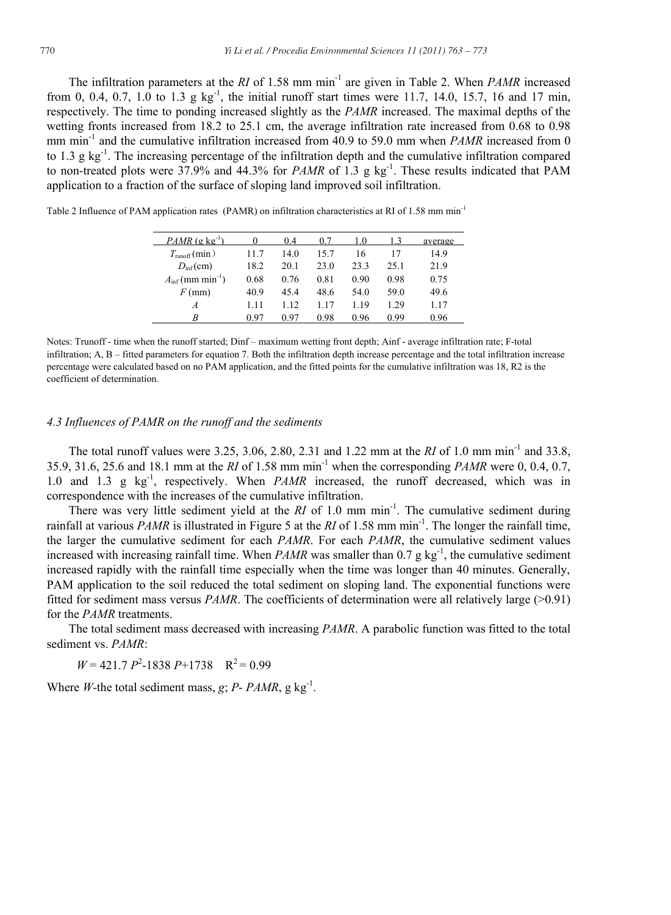The infiltration parameters at the *RI* of 1.58 mm $min^{-1}$ are given in Table 2. When *PAMR* increased from 0, 0.4, 0.7, 1.0 to 1.3 g $kg^{-1}$, the initial runoff start times were 11.7, 14.0, 15.7, 16 and 17 min, respectively. The time to ponding increased slightly as the *PAMR* increased. The maximal depths of the wetting fronts increased from 18.2 to 25.1 cm, the average infiltration rate increased from 0.68 to 0.98 mm $min^{-1}$ and the cumulative infiltration increased from 40.9 to 59.0 mm when *PAMR* increased from 0 to 1.3 g $kg^{-1}$. The increasing percentage of the infiltration depth and the cumulative infiltration compared to non-treated plots were 37.9% and 44.3% for *PAMR* of 1.3 g $kg^{-1}$. These results indicated that PAM application to a fraction of the surface of sloping land improved soil infiltration.

Table 2 Influence of PAM application rates (PAMR) on infiltration characteristics at RI of 1.58 mm $min^{-1}$

| *PAMR* (g $kg^{-1}$) | 0 | 0.4 | 0.7 | 1.0 | 1.3 | average |
|---|---|---|---|---|---|---|
| $T_{runoff}$ (min) | 11.7 | 14.0 | 15.7 | 16 | 17 | 14.9 |
| $D_{inf}$ (cm) | 18.2 | 20.1 | 23.0 | 23.3 | 25.1 | 21.9 |
| $A_{inf}$ (mm $min^{-1}$) | 0.68 | 0.76 | 0.81 | 0.90 | 0.98 | 0.75 |
| $F$ (mm) | 40.9 | 45.4 | 48.6 | 54.0 | 59.0 | 49.6 |
| $A$ | 1.11 | 1.12 | 1.17 | 1.19 | 1.29 | 1.17 |
| $B$ | 0.97 | 0.97 | 0.98 | 0.96 | 0.99 | 0.96 |

Notes: Trunoff - time when the runoff started; Dinf – maximum wetting front depth; Ainf - average infiltration rate; F-total infiltration; A, B – fitted parameters for equation 7. Both the infiltration depth increase percentage and the total infiltration increase percentage were calculated based on no PAM application, and the fitted points for the cumulative infiltration was 18, R2 is the coefficient of determination.

### *4.3 Influences of PAMR on the runoff and the sediments*

The total runoff values were 3.25, 3.06, 2.80, 2.31 and 1.22 mm at the *RI* of 1.0 mm $min^{-1}$ and 33.8, 35.9, 31.6, 25.6 and 18.1 mm at the *RI* of 1.58 mm $min^{-1}$ when the corresponding *PAMR* were 0, 0.4, 0.7, 1.0 and 1.3 g $kg^{-1}$, respectively. When *PAMR* increased, the runoff decreased, which was in correspondence with the increases of the cumulative infiltration.

There was very little sediment yield at the *RI* of 1.0 mm $min^{-1}$. The cumulative sediment during rainfall at various *PAMR* is illustrated in Figure 5 at the *RI* of 1.58 mm $min^{-1}$. The longer the rainfall time, the larger the cumulative sediment for each *PAMR*. For each *PAMR*, the cumulative sediment values increased with increasing rainfall time. When *PAMR* was smaller than 0.7 g $kg^{-1}$, the cumulative sediment increased rapidly with the rainfall time especially when the time was longer than 40 minutes. Generally, PAM application to the soil reduced the total sediment on sloping land. The exponential functions were fitted for sediment mass versus *PAMR*. The coefficients of determination were all relatively large (>0.91) for the *PAMR* treatments.

The total sediment mass decreased with increasing *PAMR*. A parabolic function was fitted to the total sediment vs. *PAMR*:

$$W = 421.7\,P^2 - 1838\,P + 1738 \quad R^2 = 0.99$$

Where *W*-the total sediment mass, *g*; *P*- *PAMR*, g $kg^{-1}$.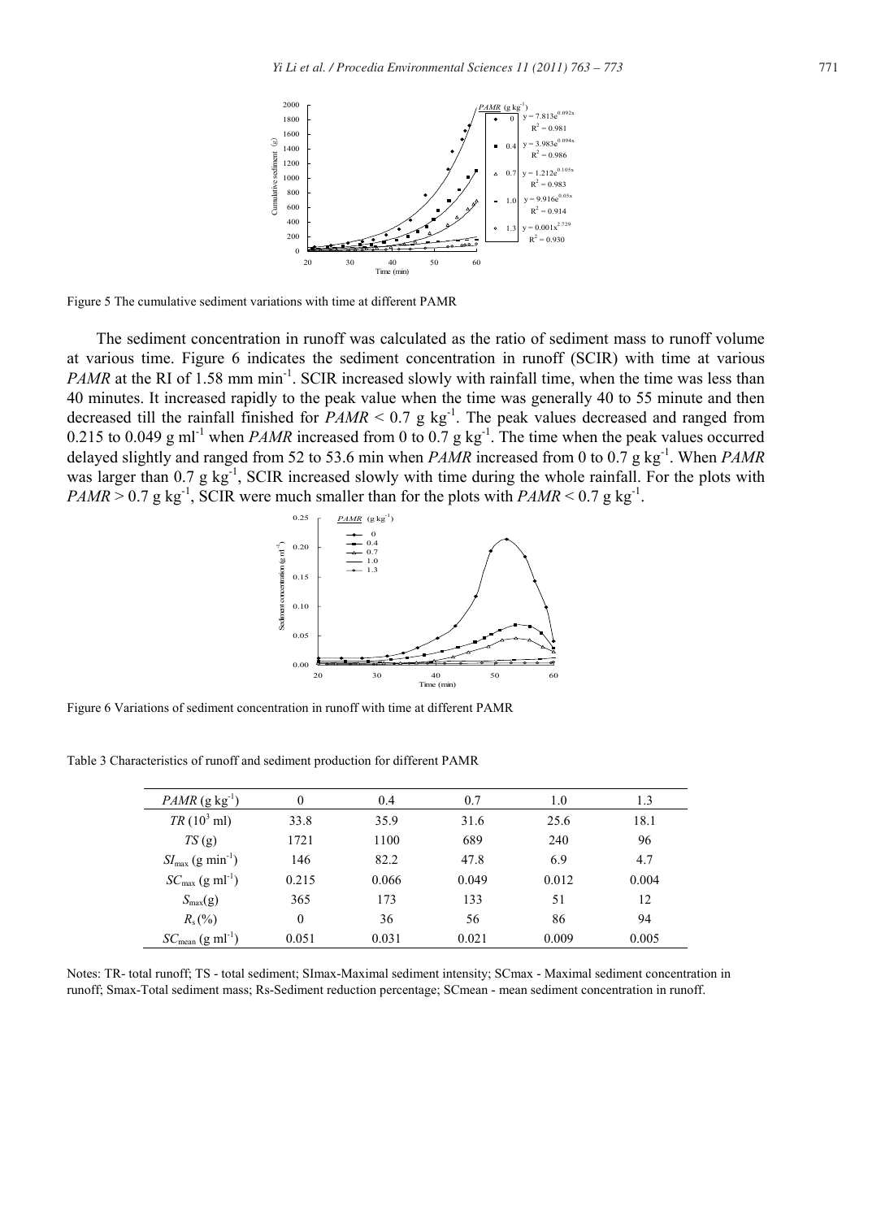Figure 5 The cumulative sediment variations with time at different PAMR

The sediment concentration in runoff was calculated as the ratio of sediment mass to runoff volume at various time. Figure 6 indicates the sediment concentration in runoff (SCIR) with time at various *PAMR* at the RI of 1.58 mm min$^{-1}$. SCIR increased slowly with rainfall time, when the time was less than 40 minutes. It increased rapidly to the peak value when the time was generally 40 to 55 minute and then decreased till the rainfall finished for $PAMR < 0.7$ g kg$^{-1}$. The peak values decreased and ranged from 0.215 to 0.049 g ml$^{-1}$ when *PAMR* increased from 0 to 0.7 g kg$^{-1}$. The time when the peak values occurred delayed slightly and ranged from 52 to 53.6 min when *PAMR* increased from 0 to 0.7 g kg$^{-1}$. When *PAMR* was larger than 0.7 g kg$^{-1}$, SCIR increased slowly with time during the whole rainfall. For the plots with $PAMR > 0.7$ g kg$^{-1}$, SCIR were much smaller than for the plots with $PAMR < 0.7$ g kg$^{-1}$.

Figure 6 Variations of sediment concentration in runoff with time at different PAMR

Table 3 Characteristics of runoff and sediment production for different PAMR

| *PAMR* (g kg$^{-1}$) | 0 | 0.4 | 0.7 | 1.0 | 1.3 |
|---|---|---|---|---|---|
| *TR* ($10^3$ ml) | 33.8 | 35.9 | 31.6 | 25.6 | 18.1 |
| *TS* (g) | 1721 | 1100 | 689 | 240 | 96 |
| $SI_{max}$ (g min$^{-1}$) | 146 | 82.2 | 47.8 | 6.9 | 4.7 |
| $SC_{max}$ (g ml$^{-1}$) | 0.215 | 0.066 | 0.049 | 0.012 | 0.004 |
| $S_{max}$(g) | 365 | 173 | 133 | 51 | 12 |
| $R_s$ (%) | 0 | 36 | 56 | 86 | 94 |
| $SC_{mean}$ (g ml$^{-1}$) | 0.051 | 0.031 | 0.021 | 0.009 | 0.005 |

Notes: TR- total runoff; TS - total sediment; SImax-Maximal sediment intensity; SCmax - Maximal sediment concentration in runoff; Smax-Total sediment mass; Rs-Sediment reduction percentage; SCmean - mean sediment concentration in runoff.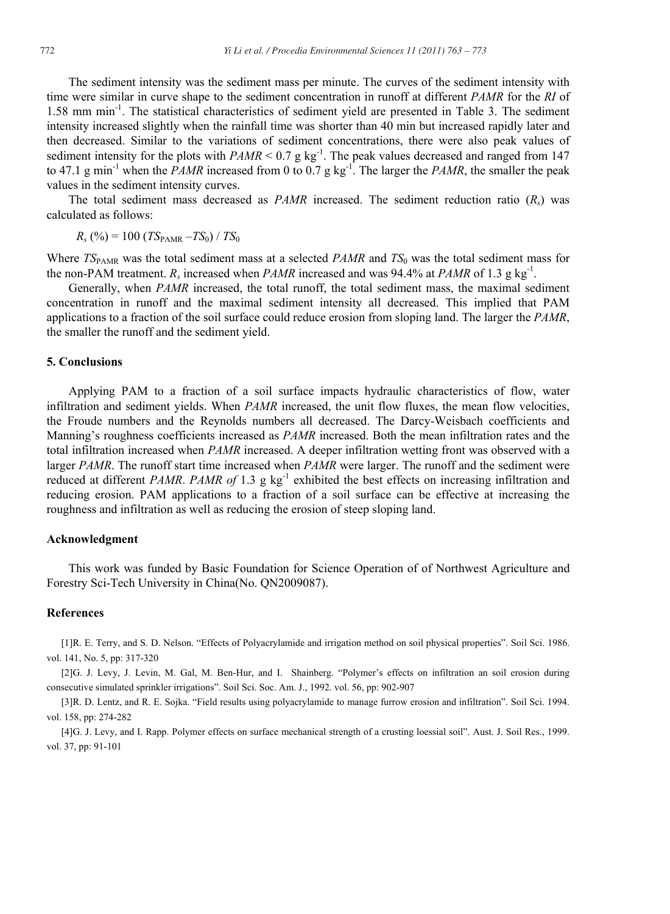The sediment intensity was the sediment mass per minute. The curves of the sediment intensity with time were similar in curve shape to the sediment concentration in runoff at different *PAMR* for the *RI* of 1.58 mm min$^{-1}$. The statistical characteristics of sediment yield are presented in Table 3. The sediment intensity increased slightly when the rainfall time was shorter than 40 min but increased rapidly later and then decreased. Similar to the variations of sediment concentrations, there were also peak values of sediment intensity for the plots with $PAMR < 0.7$ g kg$^{-1}$. The peak values decreased and ranged from 147 to 47.1 g min$^{-1}$ when the *PAMR* increased from 0 to 0.7 g kg$^{-1}$. The larger the *PAMR*, the smaller the peak values in the sediment intensity curves.

The total sediment mass decreased as *PAMR* increased. The sediment reduction ratio ($R_s$) was calculated as follows:

$$R_s\,(\%) = 100\,(TS_{\mathrm{PAMR}} - TS_0) / TS_0$$

Where $TS_{\mathrm{PAMR}}$ was the total sediment mass at a selected *PAMR* and $TS_0$ was the total sediment mass for the non-PAM treatment. $R_s$ increased when *PAMR* increased and was 94.4% at *PAMR* of 1.3 g kg$^{-1}$.

Generally, when *PAMR* increased, the total runoff, the total sediment mass, the maximal sediment concentration in runoff and the maximal sediment intensity all decreased. This implied that PAM applications to a fraction of the soil surface could reduce erosion from sloping land. The larger the *PAMR*, the smaller the runoff and the sediment yield.

## 5. Conclusions

Applying PAM to a fraction of a soil surface impacts hydraulic characteristics of flow, water infiltration and sediment yields. When *PAMR* increased, the unit flow fluxes, the mean flow velocities, the Froude numbers and the Reynolds numbers all decreased. The Darcy-Weisbach coefficients and Manning's roughness coefficients increased as *PAMR* increased. Both the mean infiltration rates and the total infiltration increased when *PAMR* increased. A deeper infiltration wetting front was observed with a larger *PAMR*. The runoff start time increased when *PAMR* were larger. The runoff and the sediment were reduced at different *PAMR*. *PAMR of* 1.3 g kg$^{-1}$ exhibited the best effects on increasing infiltration and reducing erosion. PAM applications to a fraction of a soil surface can be effective at increasing the roughness and infiltration as well as reducing the erosion of steep sloping land.

## Acknowledgment

This work was funded by Basic Foundation for Science Operation of of Northwest Agriculture and Forestry Sci-Tech University in China(No. QN2009087).

## References

[1]R. E. Terry, and S. D. Nelson. "Effects of Polyacrylamide and irrigation method on soil physical properties". Soil Sci. 1986. vol. 141, No. 5, pp: 317-320

[2]G. J. Levy, J. Levin, M. Gal, M. Ben-Hur, and I. Shainberg. "Polymer's effects on infiltration an soil erosion during consecutive simulated sprinkler irrigations". Soil Sci. Soc. Am. J., 1992. vol. 56, pp: 902-907

[3]R. D. Lentz, and R. E. Sojka. "Field results using polyacrylamide to manage furrow erosion and infiltration". Soil Sci. 1994. vol. 158, pp: 274-282

[4]G. J. Levy, and I. Rapp. Polymer effects on surface mechanical strength of a crusting loessial soil". Aust. J. Soil Res., 1999. vol. 37, pp: 91-101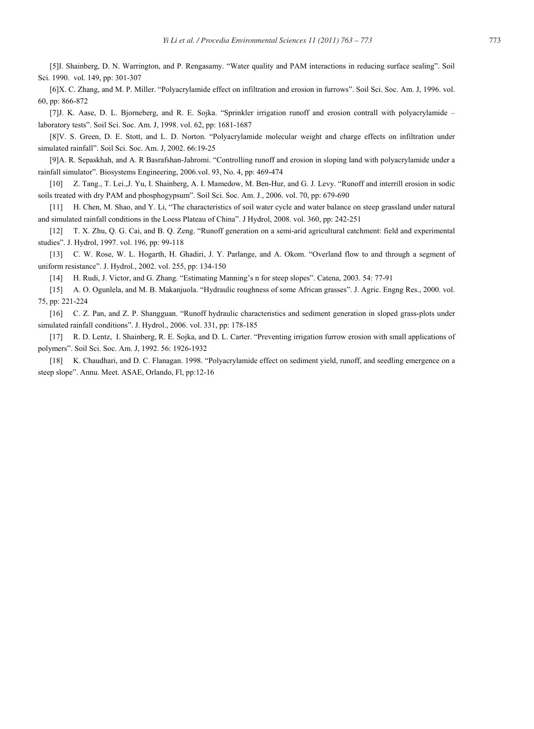[5]I. Shainberg, D. N. Warrington, and P. Rengasamy. "Water quality and PAM interactions in reducing surface sealing". Soil Sci. 1990. vol. 149, pp: 301-307

[6]X. C. Zhang, and M. P. Miller. "Polyacrylamide effect on infiltration and erosion in furrows". Soil Sci. Soc. Am. J, 1996. vol. 60, pp: 866-872

[7]J. K. Aase, D. L. Bjorneberg, and R. E. Sojka. "Sprinkler irrigation runoff and erosion contrall with polyacrylamide – laboratory tests". Soil Sci. Soc. Am. J, 1998. vol. 62, pp: 1681-1687

[8]V. S. Green, D. E. Stott, and L. D. Norton. "Polyacrylamide molecular weight and charge effects on infiltration under simulated rainfall". Soil Sci. Soc. Am. J, 2002. 66:19-25

[9]A. R. Sepaskhah, and A. R Basrafshan-Jahromi. "Controlling runoff and erosion in sloping land with polyacrylamide under a rainfall simulator". Biosystems Engineering, 2006.vol. 93, No. 4, pp: 469-474

[10] Z. Tang., T. Lei.,J. Yu, I. Shainberg, A. I. Mamedow, M. Ben-Hur, and G. J. Levy. "Runoff and interrill erosion in sodic soils treated with dry PAM and phosphogypsum". Soil Sci. Soc. Am. J., 2006. vol. 70, pp: 679-690

[11] H. Chen, M. Shao, and Y. Li, "The characteristics of soil water cycle and water balance on steep grassland under natural and simulated rainfall conditions in the Loess Plateau of China". J Hydrol, 2008. vol. 360, pp: 242-251

[12] T. X. Zhu, Q. G. Cai, and B. Q. Zeng. "Runoff generation on a semi-arid agricultural catchment: field and experimental studies". J. Hydrol, 1997. vol. 196, pp: 99-118

[13] C. W. Rose, W. L. Hogarth, H. Ghadiri, J. Y. Parlange, and A. Okom. "Overland flow to and through a segment of uniform resistance". J. Hydrol., 2002. vol. 255, pp: 134-150

[14] H. Rudi, J. Victor, and G. Zhang. "Estimating Manning's n for steep slopes". Catena, 2003. 54: 77-91

[15] A. O. Ogunlela, and M. B. Makanjuola. "Hydraulic roughness of some African grasses". J. Agric. Engng Res., 2000. vol. 75, pp: 221-224

[16] C. Z. Pan, and Z. P. Shangguan. "Runoff hydraulic characteristics and sediment generation in sloped grass-plots under simulated rainfall conditions". J. Hydrol., 2006. vol. 331, pp: 178-185

[17] R. D. Lentz, I. Shainberg, R. E. Sojka, and D. L. Carter. "Preventing irrigation furrow erosion with small applications of polymers". Soil Sci. Soc. Am. J, 1992. 56: 1926-1932

[18] K. Chaudhari, and D. C. Flanagan. 1998. "Polyacrylamide effect on sediment yield, runoff, and seedling emergence on a steep slope". Annu. Meet. ASAE, Orlando, Fl, pp:12-16